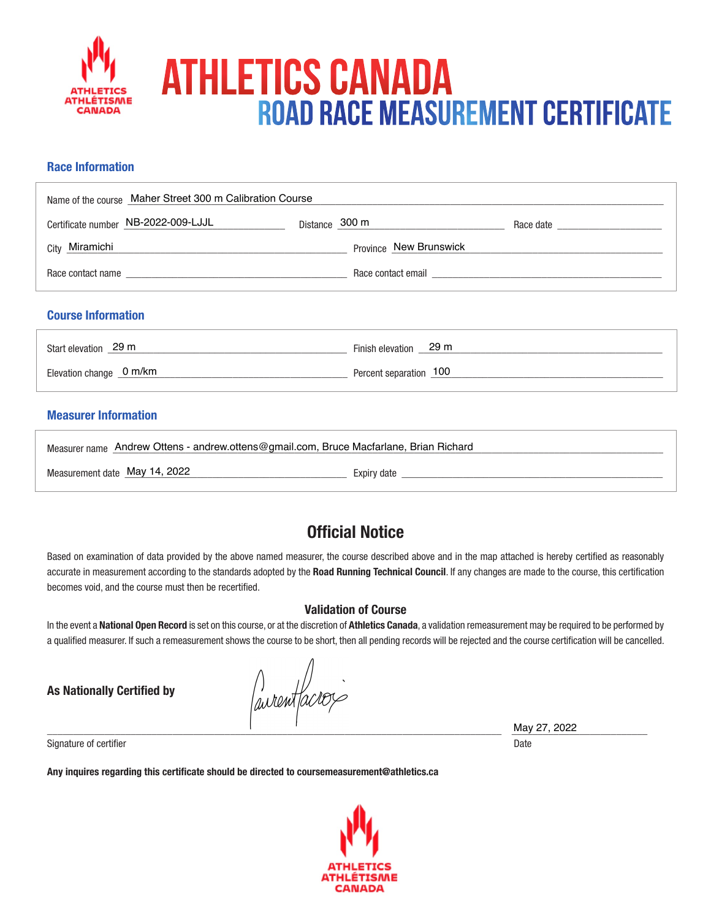# ATHLETICS CANADA

## ROAD RACE MEASUREMENT CERTIFICATE

### Race Information

Name of the course: Maher Street 300 m Calibration Course

Certificate number: NB-2022-009-LJJL

Distance: 300 m

Race date:

City: Miramichi

Province: New Brunswick

Race contact name:

Race contact email:

### Course Information

Start elevation: 29 m

Finish elevation: 29 m

Elevation change: 0 m/km

Percent separation: 100

### Measurer Information

Measurer name: Andrew Ottens - andrew.ottens@gmail.com, Bruce Macfarlane, Brian Richard

Measurement date: May 14, 2022

Expiry date:

## Official Notice

Based on examination of data provided by the above named measurer, the course described above and in the map attached is hereby certified as reasonably accurate in measurement according to the standards adopted by the **Road Running Technical Council**. If any changes are made to the course, this certification becomes void, and the course must then be recertified.

### Validation of Course

In the event a **National Open Record** is set on this course, or at the discretion of **Athletics Canada**, a validation remeasurement may be required to be performed by a qualified measurer. If such a remeasurement shows the course to be short, then all pending records will be rejected and the course certification will be cancelled.

**As Nationally Certified by**

Signature of certifier: Laurent Lacroix

Date: May 27, 2022

**Any inquires regarding this certificate should be directed to coursemeasurement@athletics.ca**

ATHLETICS ATHLÉTISME CANADA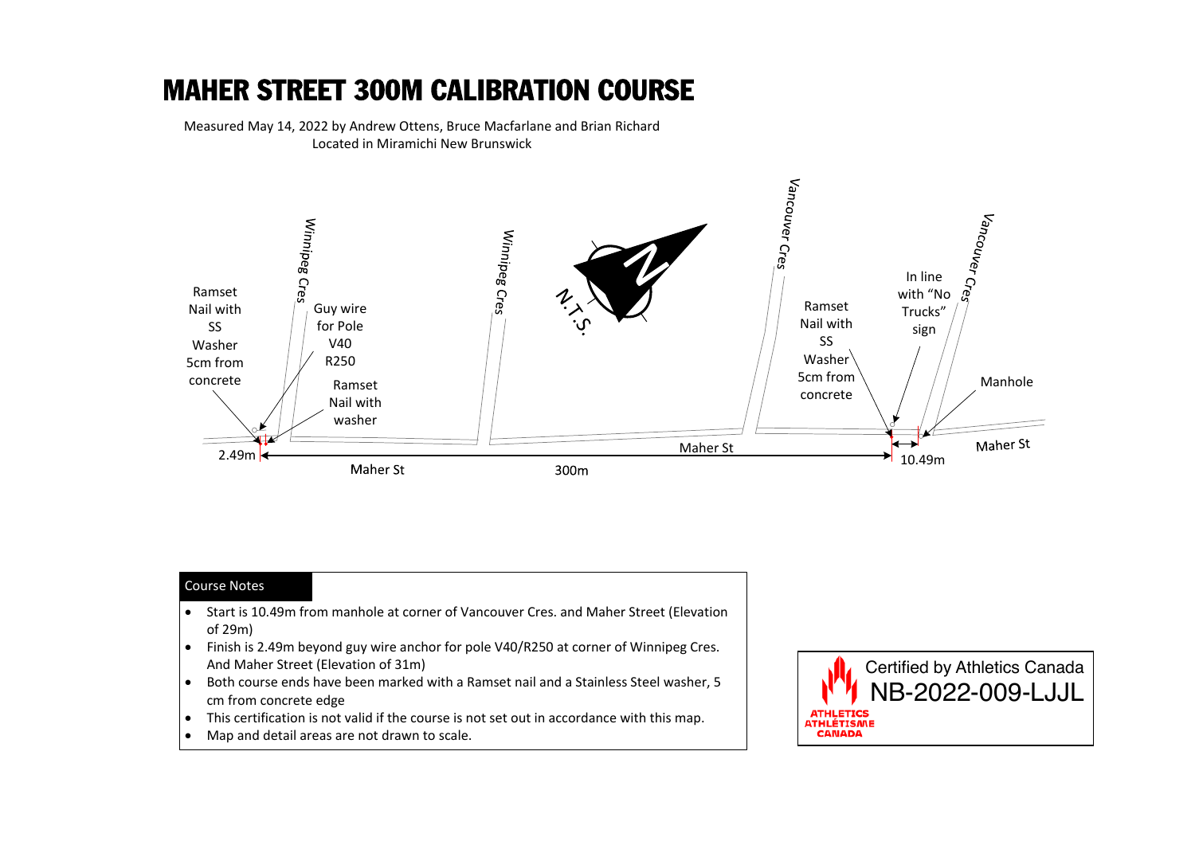# MAHER STREET 300M CALIBRATION COURSE

Measured May 14, 2022 by Andrew Ottens, Bruce Macfarlane and Brian Richard
Located in Miramichi New Brunswick

Ramset Nail with SS Washer 5cm from concrete

Winnipeg Cres

Guy wire for Pole V40 R250

Ramset Nail with washer

Winnipeg Cres

N.T.S.

N

Vancouver Cres

Ramset Nail with SS Washer 5cm from concrete

In line with "No Trucks" sign

Vancouver Cres

Manhole

2.49m

Maher St

300m

Maher St

10.49m

Maher St

Course Notes

- Start is 10.49m from manhole at corner of Vancouver Cres. and Maher Street (Elevation of 29m)
- Finish is 2.49m beyond guy wire anchor for pole V40/R250 at corner of Winnipeg Cres. And Maher Street (Elevation of 31m)
- Both course ends have been marked with a Ramset nail and a Stainless Steel washer, 5 cm from concrete edge
- This certification is not valid if the course is not set out in accordance with this map.
- Map and detail areas are not drawn to scale.

Certified by Athletics Canada
NB-2022-009-LJJL

ATHLETICS ATHLÉTISME CANADA